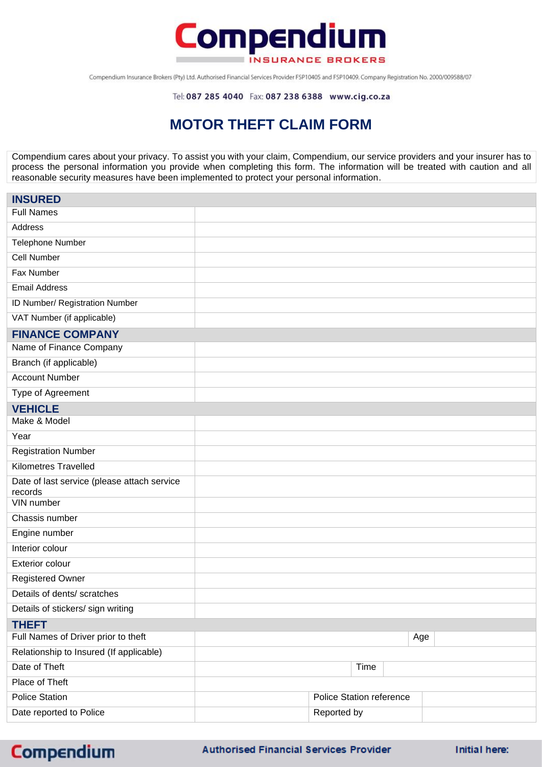Compendium Insurance Brokers (Pty) Ltd. Authorised Financial Services Provider FSP10405 and FSP10409. Company Registration No. 2000/009588/07

Tel: 087 285 4040 Fax: 087 238 6388 www.cig.co.za

# MOTOR THEFT CLAIM FORM

Compendium cares about your privacy. To assist you with your claim, Compendium, our service providers and your insurer has to process the personal information you provide when completing this form. The information will be treated with caution and all reasonable security measures have been implemented to protect your personal information.

| **INSURED** | |
|---|---|
| Full Names | |
| Address | |
| Telephone Number | |
| Cell Number | |
| Fax Number | |
| Email Address | |
| ID Number/ Registration Number | |
| VAT Number (if applicable) | |

| **FINANCE COMPANY** | |
|---|---|
| Name of Finance Company | |
| Branch (if applicable) | |
| Account Number | |
| Type of Agreement | |

| **VEHICLE** | |
|---|---|
| Make & Model | |
| Year | |
| Registration Number | |
| Kilometres Travelled | |
| Date of last service (please attach service records | |
| VIN number | |
| Chassis number | |
| Engine number | |
| Interior colour | |
| Exterior colour | |
| Registered Owner | |
| Details of dents/ scratches | |
| Details of stickers/ sign writing | |

| **THEFT** | | | |
|---|---|---|---|
| Full Names of Driver prior to theft | | Age | |
| Relationship to Insured (If applicable) | | | |
| Date of Theft | | Time | |
| Place of Theft | | | |
| Police Station | | Police Station reference | |
| Date reported to Police | | Reported by | |

Initial here: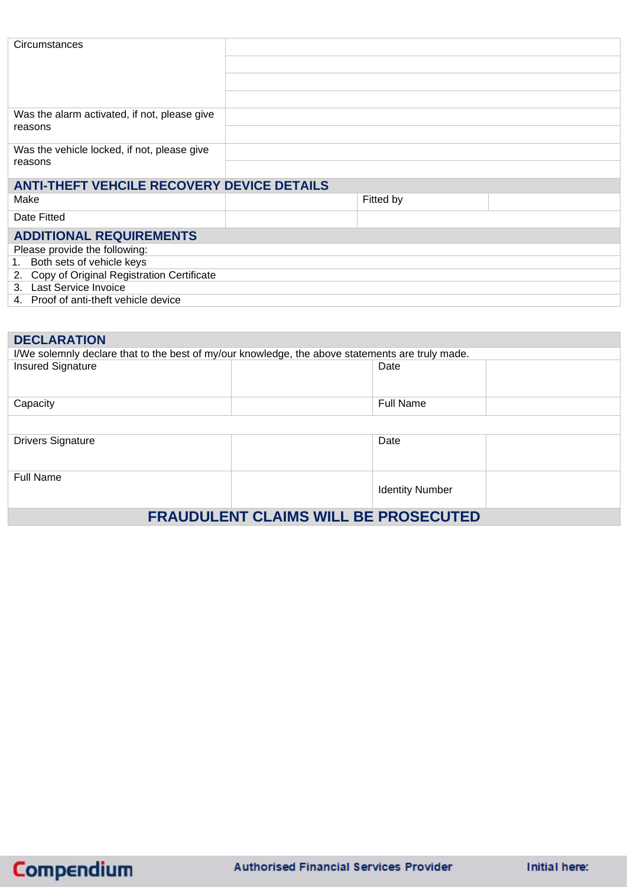| | |
|---|---|
| Circumstances | |
| | |
| | |
| | |
| Was the alarm activated, if not, please give reasons | |
| | |
| Was the vehicle locked, if not, please give reasons | |
| | |

## ANTI-THEFT VEHCILE RECOVERY DEVICE DETAILS

| | | | |
|---|---|---|---|
| Make | | Fitted by | |
| Date Fitted | | | |

## ADDITIONAL REQUIREMENTS

Please provide the following:

1. Both sets of vehicle keys
2. Copy of Original Registration Certificate
3. Last Service Invoice
4. Proof of anti-theft vehicle device

## DECLARATION

I/We solemnly declare that to the best of my/our knowledge, the above statements are truly made.

| | | | |
|---|---|---|---|
| Insured Signature | | Date | |
| Capacity | | Full Name | |
| | | | |
| Drivers Signature | | Date | |
| Full Name | | Identity Number | |

## FRAUDULENT CLAIMS WILL BE PROSECUTED

Compendium

Authorised Financial Services Provider

Initial here: